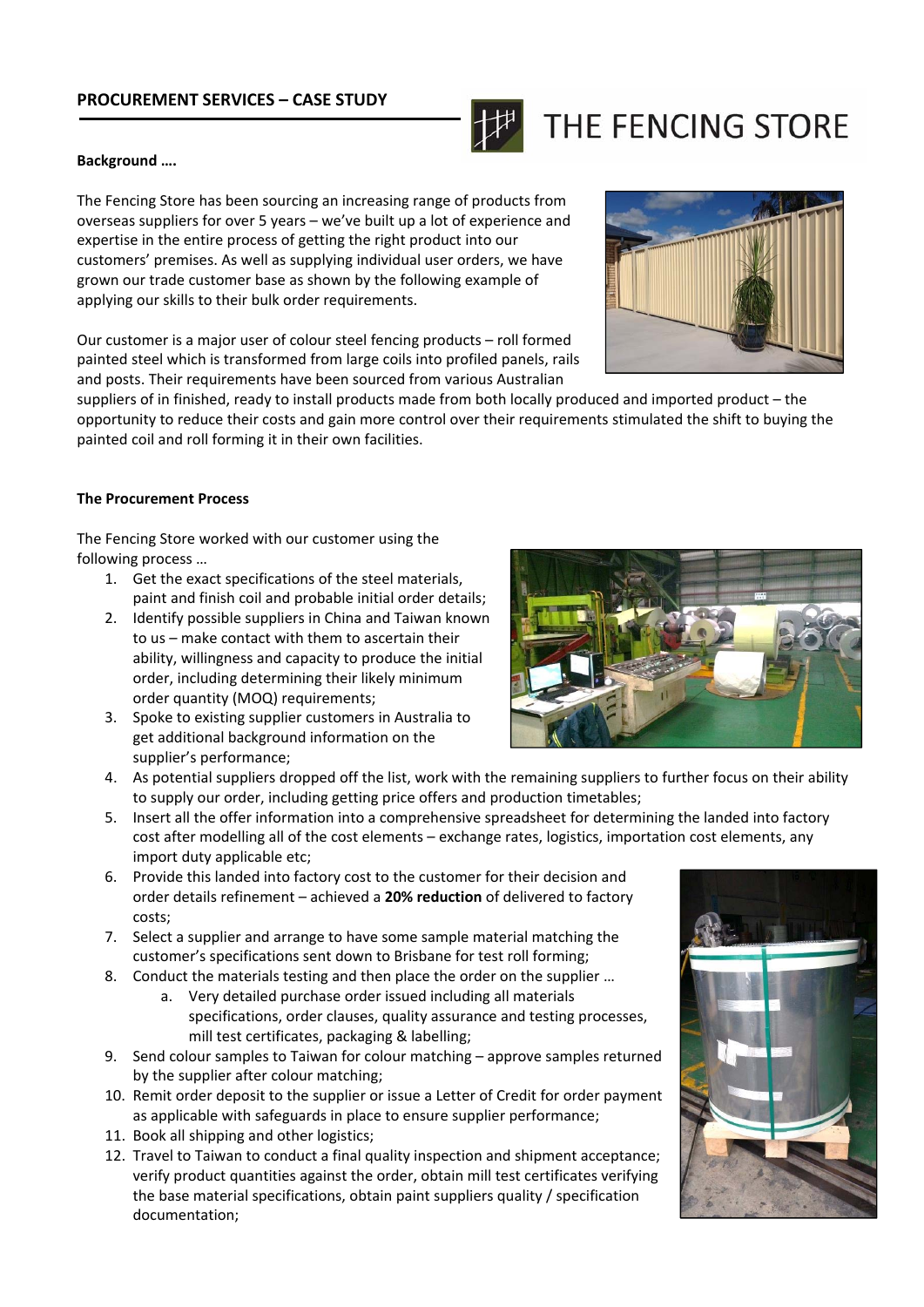## PROCUREMENT SERVICES – CASE STUDY

THE FENCING STORE

**Background ….**

The Fencing Store has been sourcing an increasing range of products from overseas suppliers for over 5 years – we've built up a lot of experience and expertise in the entire process of getting the right product into our customers' premises. As well as supplying individual user orders, we have grown our trade customer base as shown by the following example of applying our skills to their bulk order requirements.

Our customer is a major user of colour steel fencing products – roll formed painted steel which is transformed from large coils into profiled panels, rails and posts. Their requirements have been sourced from various Australian suppliers of in finished, ready to install products made from both locally produced and imported product – the opportunity to reduce their costs and gain more control over their requirements stimulated the shift to buying the painted coil and roll forming it in their own facilities.

**The Procurement Process**

The Fencing Store worked with our customer using the following process …

1. Get the exact specifications of the steel materials, paint and finish coil and probable initial order details;
2. Identify possible suppliers in China and Taiwan known to us – make contact with them to ascertain their ability, willingness and capacity to produce the initial order, including determining their likely minimum order quantity (MOQ) requirements;
3. Spoke to existing supplier customers in Australia to get additional background information on the supplier's performance;
4. As potential suppliers dropped off the list, work with the remaining suppliers to further focus on their ability to supply our order, including getting price offers and production timetables;
5. Insert all the offer information into a comprehensive spreadsheet for determining the landed into factory cost after modelling all of the cost elements – exchange rates, logistics, importation cost elements, any import duty applicable etc;
6. Provide this landed into factory cost to the customer for their decision and order details refinement – achieved a **20% reduction** of delivered to factory costs;
7. Select a supplier and arrange to have some sample material matching the customer's specifications sent down to Brisbane for test roll forming;
8. Conduct the materials testing and then place the order on the supplier …
    a. Very detailed purchase order issued including all materials specifications, order clauses, quality assurance and testing processes, mill test certificates, packaging & labelling;
9. Send colour samples to Taiwan for colour matching – approve samples returned by the supplier after colour matching;
10. Remit order deposit to the supplier or issue a Letter of Credit for order payment as applicable with safeguards in place to ensure supplier performance;
11. Book all shipping and other logistics;
12. Travel to Taiwan to conduct a final quality inspection and shipment acceptance; verify product quantities against the order, obtain mill test certificates verifying the base material specifications, obtain paint suppliers quality / specification documentation;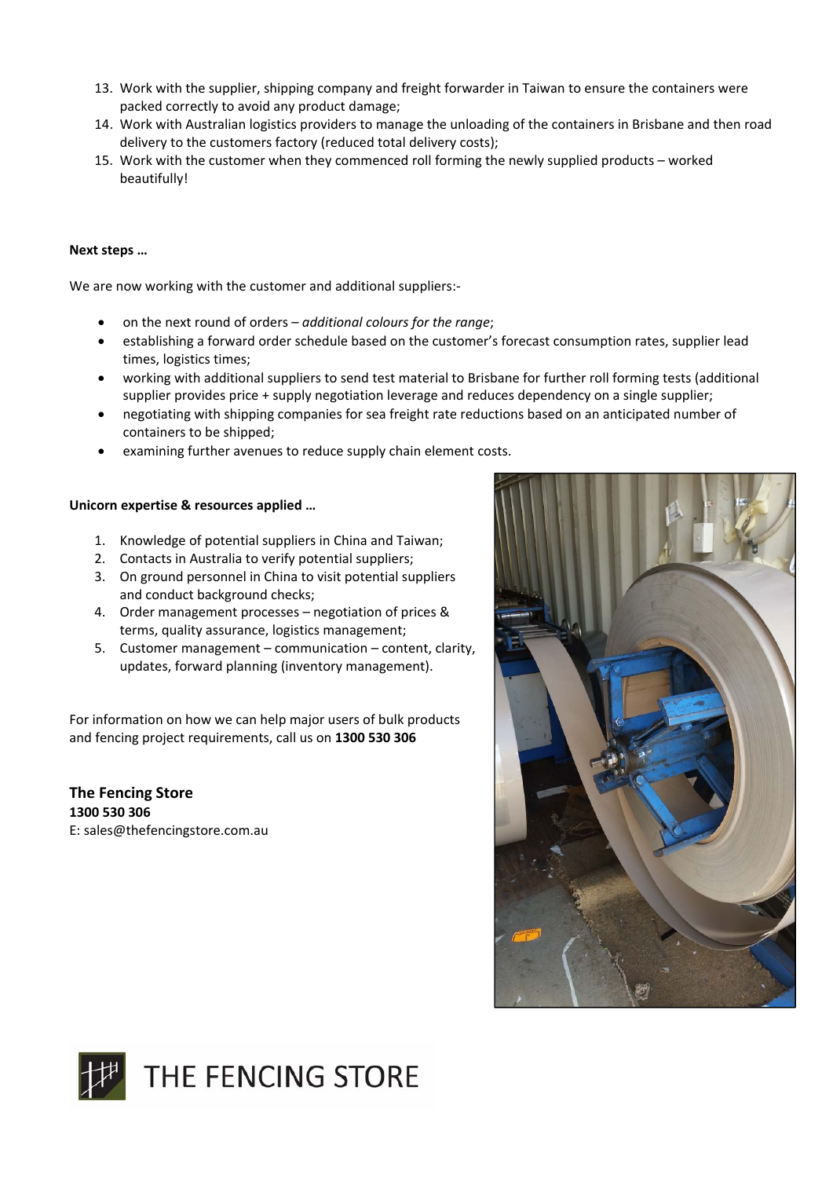13. Work with the supplier, shipping company and freight forwarder in Taiwan to ensure the containers were packed correctly to avoid any product damage;
14. Work with Australian logistics providers to manage the unloading of the containers in Brisbane and then road delivery to the customers factory (reduced total delivery costs);
15. Work with the customer when they commenced roll forming the newly supplied products – worked beautifully!

**Next steps …**

We are now working with the customer and additional suppliers:-

- on the next round of orders – *additional colours for the range*;
- establishing a forward order schedule based on the customer's forecast consumption rates, supplier lead times, logistics times;
- working with additional suppliers to send test material to Brisbane for further roll forming tests (additional supplier provides price + supply negotiation leverage and reduces dependency on a single supplier;
- negotiating with shipping companies for sea freight rate reductions based on an anticipated number of containers to be shipped;
- examining further avenues to reduce supply chain element costs.

**Unicorn expertise & resources applied …**

1. Knowledge of potential suppliers in China and Taiwan;
2. Contacts in Australia to verify potential suppliers;
3. On ground personnel in China to visit potential suppliers and conduct background checks;
4. Order management processes – negotiation of prices & terms, quality assurance, logistics management;
5. Customer management – communication – content, clarity, updates, forward planning (inventory management).

For information on how we can help major users of bulk products and fencing project requirements, call us on **1300 530 306**

**The Fencing Store**
**1300 530 306**
E: sales@thefencingstore.com.au

THE FENCING STORE